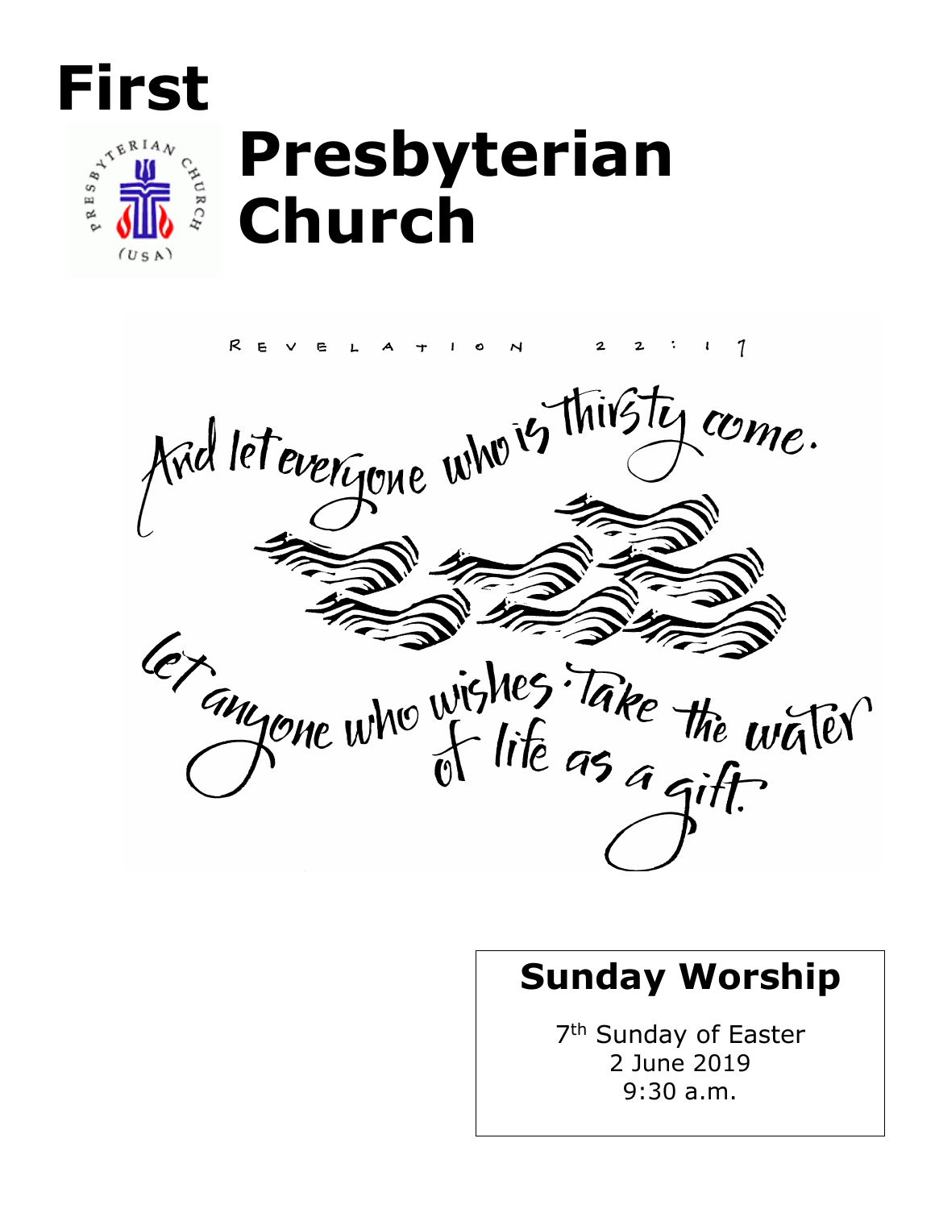# First Presbyterian Church

PRESBYTERIAN CHURCH (USA)

REVELATION 22:17

And let everyone who is thirsty come.

Let anyone who wishes take the water of life as a gift.

## Sunday Worship

7th Sunday of Easter
2 June 2019
9:30 a.m.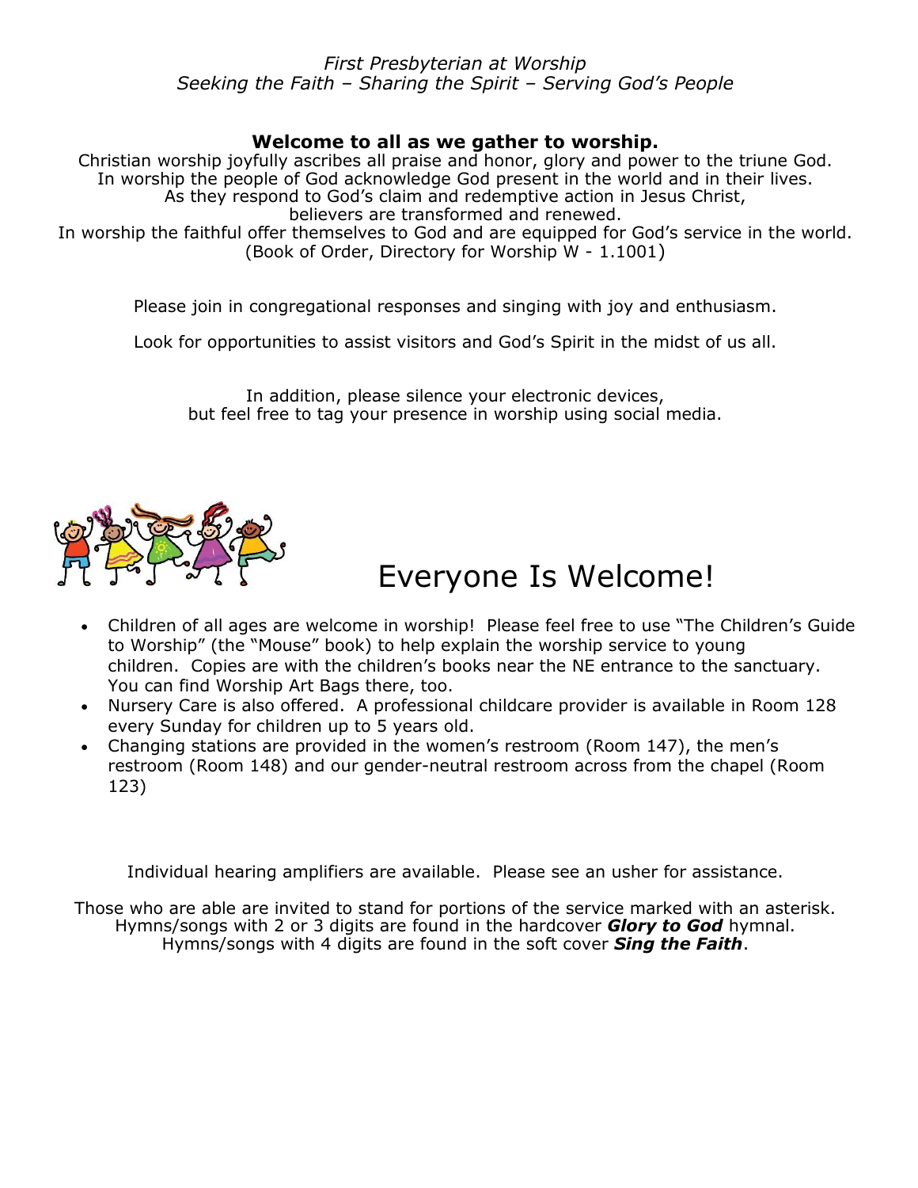*First Presbyterian at Worship*
*Seeking the Faith – Sharing the Spirit – Serving God's People*

**Welcome to all as we gather to worship.**

Christian worship joyfully ascribes all praise and honor, glory and power to the triune God.
In worship the people of God acknowledge God present in the world and in their lives.
As they respond to God's claim and redemptive action in Jesus Christ,
believers are transformed and renewed.
In worship the faithful offer themselves to God and are equipped for God's service in the world.
(Book of Order, Directory for Worship W - 1.1001)

Please join in congregational responses and singing with joy and enthusiasm.

Look for opportunities to assist visitors and God's Spirit in the midst of us all.

In addition, please silence your electronic devices,
but feel free to tag your presence in worship using social media.

# Everyone Is Welcome!

- Children of all ages are welcome in worship! Please feel free to use "The Children's Guide to Worship" (the "Mouse" book) to help explain the worship service to young children. Copies are with the children's books near the NE entrance to the sanctuary. You can find Worship Art Bags there, too.
- Nursery Care is also offered. A professional childcare provider is available in Room 128 every Sunday for children up to 5 years old.
- Changing stations are provided in the women's restroom (Room 147), the men's restroom (Room 148) and our gender-neutral restroom across from the chapel (Room 123)

Individual hearing amplifiers are available. Please see an usher for assistance.

Those who are able are invited to stand for portions of the service marked with an asterisk.
Hymns/songs with 2 or 3 digits are found in the hardcover ***Glory to God*** hymnal.
Hymns/songs with 4 digits are found in the soft cover ***Sing the Faith***.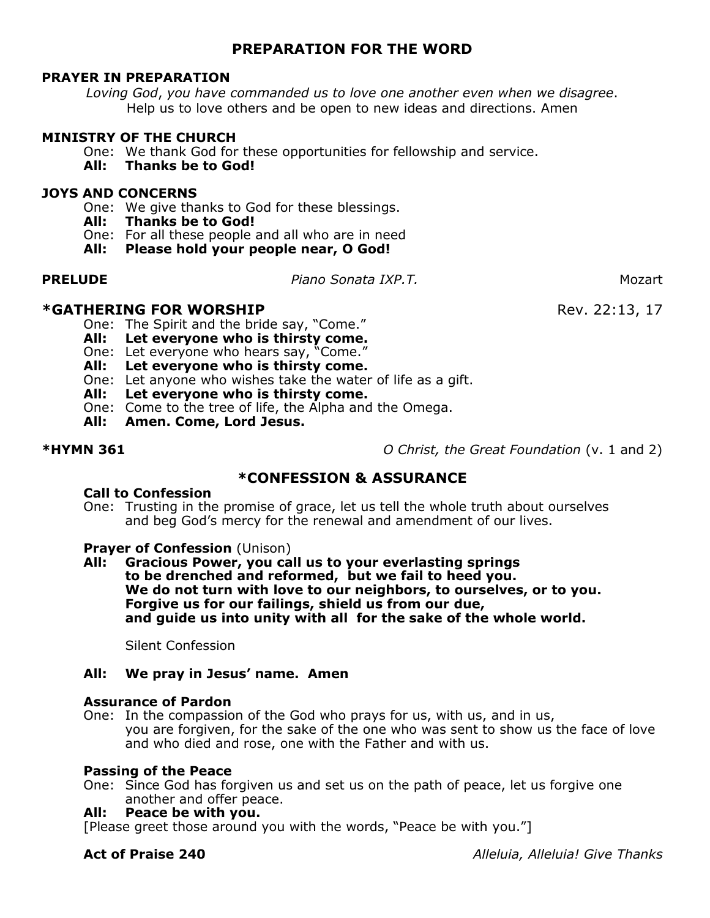## PREPARATION FOR THE WORD

### PRAYER IN PREPARATION

*Loving God*, *you have commanded us to love one another even when we disagree*.
Help us to love others and be open to new ideas and directions. Amen

### MINISTRY OF THE CHURCH

One: We thank God for these opportunities for fellowship and service.
**All: Thanks be to God!**

### JOYS AND CONCERNS

One: We give thanks to God for these blessings.
**All: Thanks be to God!**
One: For all these people and all who are in need
**All: Please hold your people near, O God!**

**PRELUDE** *Piano Sonata IXP.T.* Mozart

### *GATHERING FOR WORSHIP Rev. 22:13, 17

One: The Spirit and the bride say, "Come."
**All: Let everyone who is thirsty come.**
One: Let everyone who hears say, "Come."
**All: Let everyone who is thirsty come.**
One: Let anyone who wishes take the water of life as a gift.
**All: Let everyone who is thirsty come.**
One: Come to the tree of life, the Alpha and the Omega.
**All: Amen. Come, Lord Jesus.**

**\*HYMN 361** *O Christ, the Great Foundation* (v. 1 and 2)

## *CONFESSION & ASSURANCE

**Call to Confession**

One: Trusting in the promise of grace, let us tell the whole truth about ourselves and beg God's mercy for the renewal and amendment of our lives.

**Prayer of Confession** (Unison)

**All: Gracious Power, you call us to your everlasting springs
to be drenched and reformed, but we fail to heed you.
We do not turn with love to our neighbors, to ourselves, or to you.
Forgive us for our failings, shield us from our due,
and guide us into unity with all for the sake of the whole world.**

Silent Confession

**All: We pray in Jesus' name. Amen**

**Assurance of Pardon**

One: In the compassion of the God who prays for us, with us, and in us, you are forgiven, for the sake of the one who was sent to show us the face of love and who died and rose, one with the Father and with us.

**Passing of the Peace**

One: Since God has forgiven us and set us on the path of peace, let us forgive one another and offer peace.
**All: Peace be with you.**
[Please greet those around you with the words, "Peace be with you."]

**Act of Praise 240** *Alleluia, Alleluia! Give Thanks*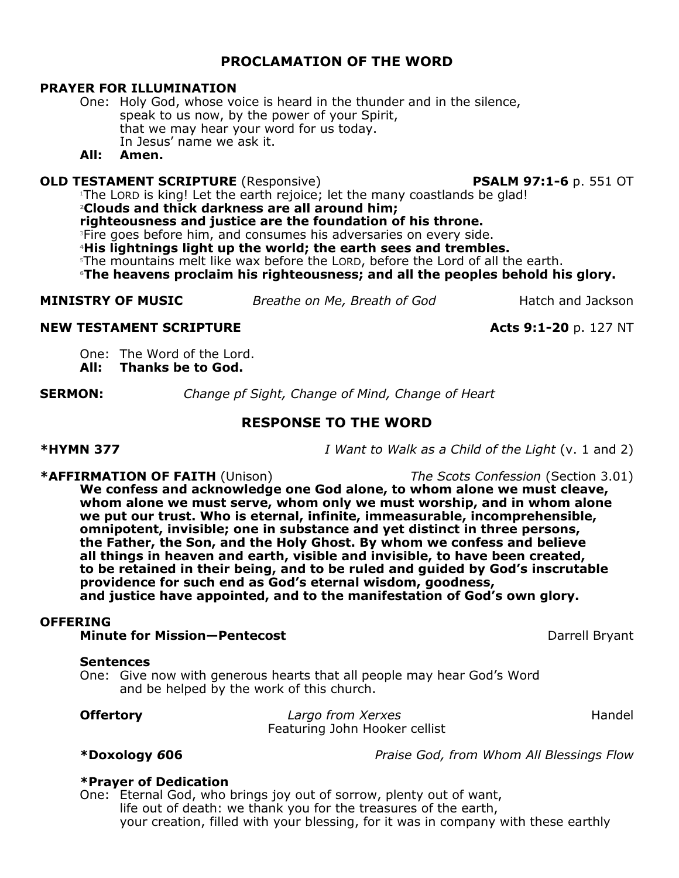## PROCLAMATION OF THE WORD

**PRAYER FOR ILLUMINATION**

One: Holy God, whose voice is heard in the thunder and in the silence,
speak to us now, by the power of your Spirit,
that we may hear your word for us today.
In Jesus' name we ask it.

**All: Amen.**

**OLD TESTAMENT SCRIPTURE** (Responsive) **PSALM 97:1-6** p. 551 OT

[1]The LORD is king! Let the earth rejoice; let the many coastlands be glad!

**[2]Clouds and thick darkness are all around him;**
**righteousness and justice are the foundation of his throne.**

[3]Fire goes before him, and consumes his adversaries on every side.

**[4]His lightnings light up the world; the earth sees and trembles.**

[5]The mountains melt like wax before the LORD, before the Lord of all the earth.

**[6]The heavens proclaim his righteousness; and all the peoples behold his glory.**

**MINISTRY OF MUSIC** *Breathe on Me, Breath of God* Hatch and Jackson

**NEW TESTAMENT SCRIPTURE** **Acts 9:1-20** p. 127 NT

One: The Word of the Lord.

**All: Thanks be to God.**

**SERMON:** *Change pf Sight, Change of Mind, Change of Heart*

## RESPONSE TO THE WORD

**\*HYMN 377** *I Want to Walk as a Child of the Light* (v. 1 and 2)

**\*AFFIRMATION OF FAITH** (Unison) *The Scots Confession* (Section 3.01)

**We confess and acknowledge one God alone, to whom alone we must cleave, whom alone we must serve, whom only we must worship, and in whom alone we put our trust. Who is eternal, infinite, immeasurable, incomprehensible, omnipotent, invisible; one in substance and yet distinct in three persons, the Father, the Son, and the Holy Ghost. By whom we confess and believe all things in heaven and earth, visible and invisible, to have been created, to be retained in their being, and to be ruled and guided by God's inscrutable providence for such end as God's eternal wisdom, goodness, and justice have appointed, and to the manifestation of God's own glory.**

**OFFERING**

**Minute for Mission—Pentecost** Darrell Bryant

**Sentences**

One: Give now with generous hearts that all people may hear God's Word
and be helped by the work of this church.

**Offertory** *Largo from Xerxes* Handel
Featuring John Hooker cellist

**\*Doxology 606** *Praise God, from Whom All Blessings Flow*

**\*Prayer of Dedication**

One: Eternal God, who brings joy out of sorrow, plenty out of want,
life out of death: we thank you for the treasures of the earth,
your creation, filled with your blessing, for it was in company with these earthly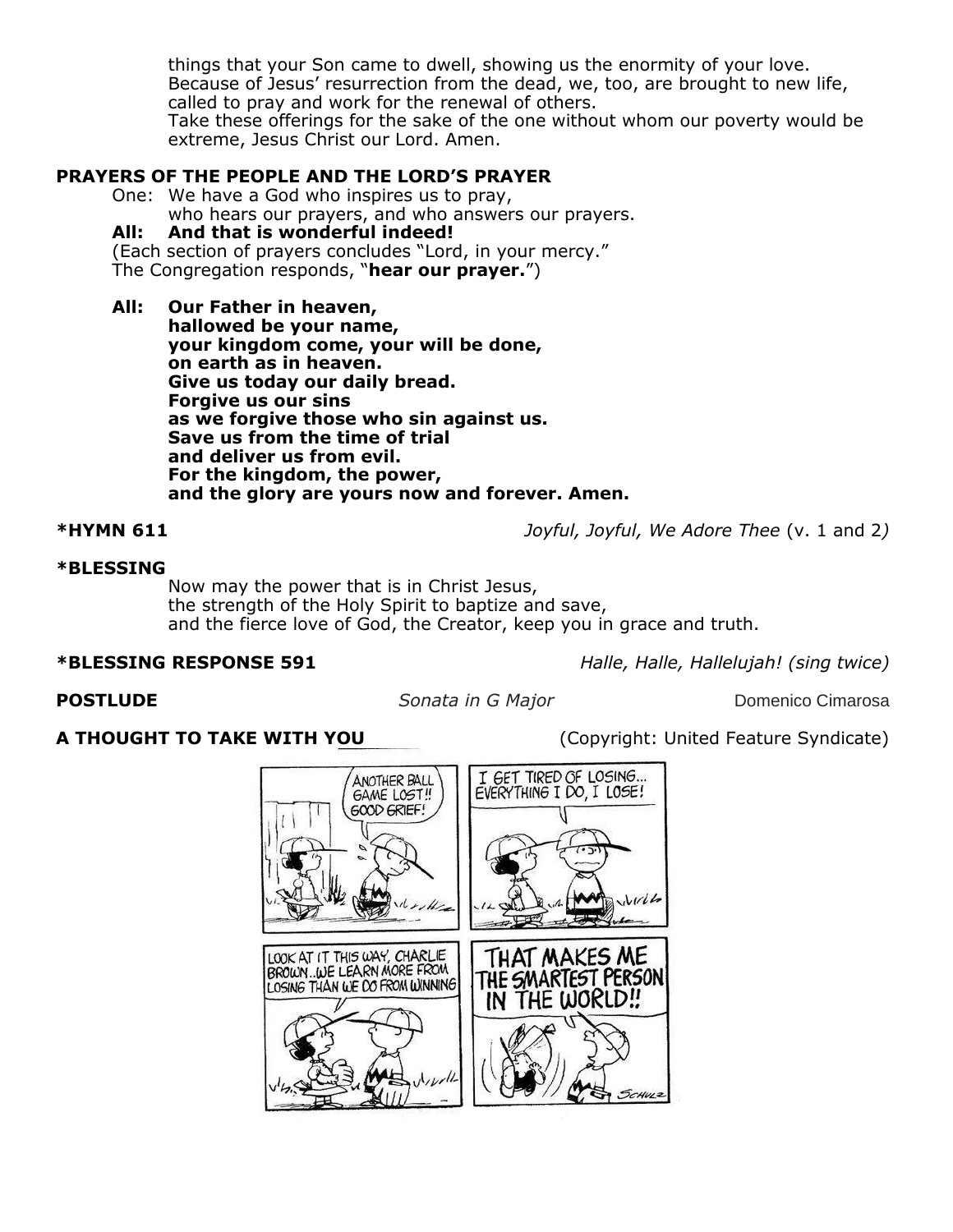things that your Son came to dwell, showing us the enormity of your love. Because of Jesus' resurrection from the dead, we, too, are brought to new life, called to pray and work for the renewal of others.
Take these offerings for the sake of the one without whom our poverty would be extreme, Jesus Christ our Lord. Amen.

**PRAYERS OF THE PEOPLE AND THE LORD'S PRAYER**

One: We have a God who inspires us to pray,
who hears our prayers, and who answers our prayers.
**All: And that is wonderful indeed!**
(Each section of prayers concludes "Lord, in your mercy."
The Congregation responds, "**hear our prayer.**")

**All: Our Father in heaven,**
**hallowed be your name,**
**your kingdom come, your will be done,**
**on earth as in heaven.**
**Give us today our daily bread.**
**Forgive us our sins**
**as we forgive those who sin against us.**
**Save us from the time of trial**
**and deliver us from evil.**
**For the kingdom, the power,**
**and the glory are yours now and forever. Amen.**

**\*HYMN 611** *Joyful, Joyful, We Adore Thee* (v. 1 and 2)

**\*BLESSING**

Now may the power that is in Christ Jesus,
the strength of the Holy Spirit to baptize and save,
and the fierce love of God, the Creator, keep you in grace and truth.

**\*BLESSING RESPONSE 591** *Halle, Halle, Hallelujah! (sing twice)*

**POSTLUDE** *Sonata in G Major* Domenico Cimarosa

**A THOUGHT TO TAKE WITH YOU** (Copyright: United Feature Syndicate)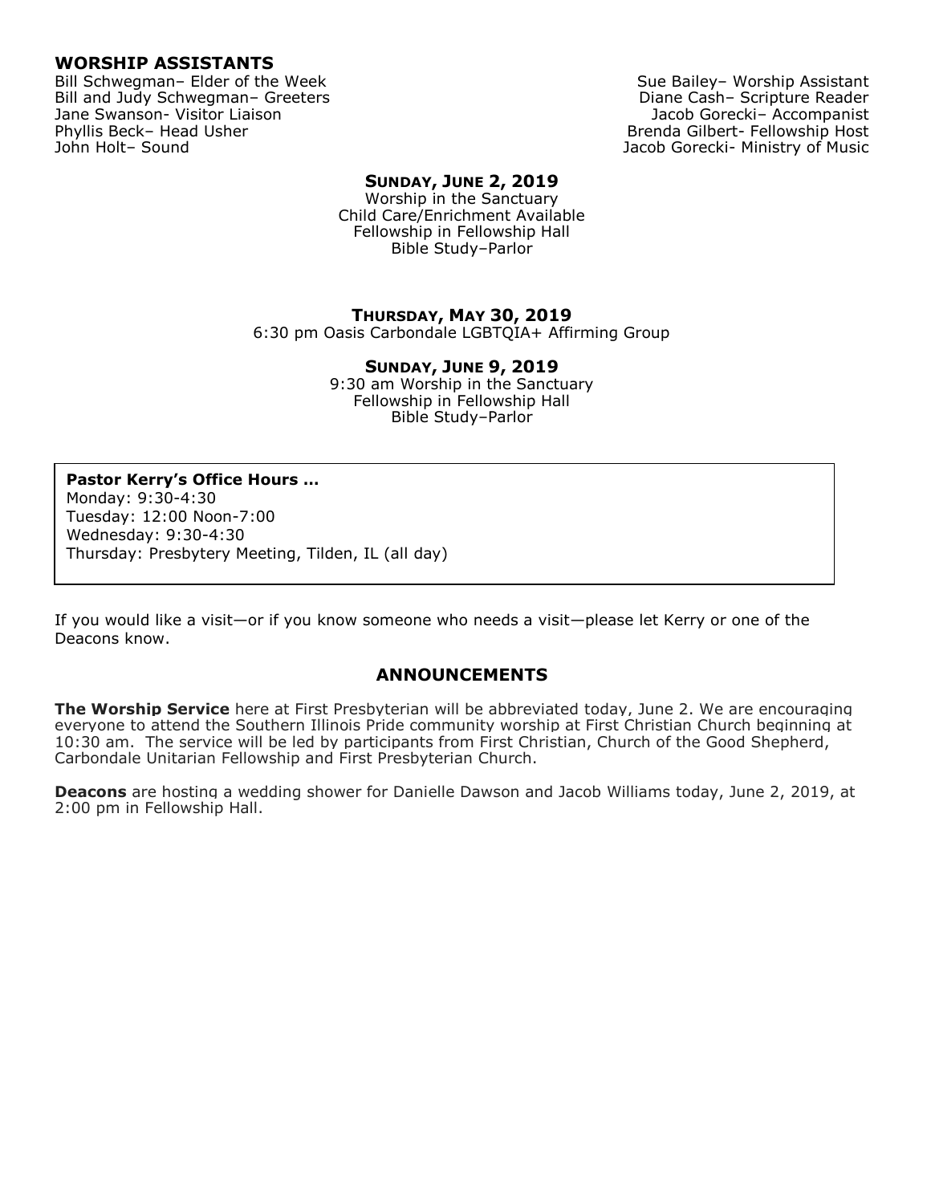## WORSHIP ASSISTANTS

Bill Schwegman– Elder of the Week
Bill and Judy Schwegman– Greeters
Jane Swanson- Visitor Liaison
Phyllis Beck– Head Usher
John Holt– Sound

Sue Bailey– Worship Assistant
Diane Cash– Scripture Reader
Jacob Gorecki– Accompanist
Brenda Gilbert- Fellowship Host
Jacob Gorecki- Ministry of Music

### SUNDAY, JUNE 2, 2019

Worship in the Sanctuary
Child Care/Enrichment Available
Fellowship in Fellowship Hall
Bible Study–Parlor

### THURSDAY, MAY 30, 2019

6:30 pm Oasis Carbondale LGBTQIA+ Affirming Group

### SUNDAY, JUNE 9, 2019

9:30 am Worship in the Sanctuary
Fellowship in Fellowship Hall
Bible Study–Parlor

**Pastor Kerry's Office Hours …**
Monday: 9:30-4:30
Tuesday: 12:00 Noon-7:00
Wednesday: 9:30-4:30
Thursday: Presbytery Meeting, Tilden, IL (all day)

If you would like a visit—or if you know someone who needs a visit—please let Kerry or one of the Deacons know.

## ANNOUNCEMENTS

**The Worship Service** here at First Presbyterian will be abbreviated today, June 2. We are encouraging everyone to attend the Southern Illinois Pride community worship at First Christian Church beginning at 10:30 am. The service will be led by participants from First Christian, Church of the Good Shepherd, Carbondale Unitarian Fellowship and First Presbyterian Church.

**Deacons** are hosting a wedding shower for Danielle Dawson and Jacob Williams today, June 2, 2019, at 2:00 pm in Fellowship Hall.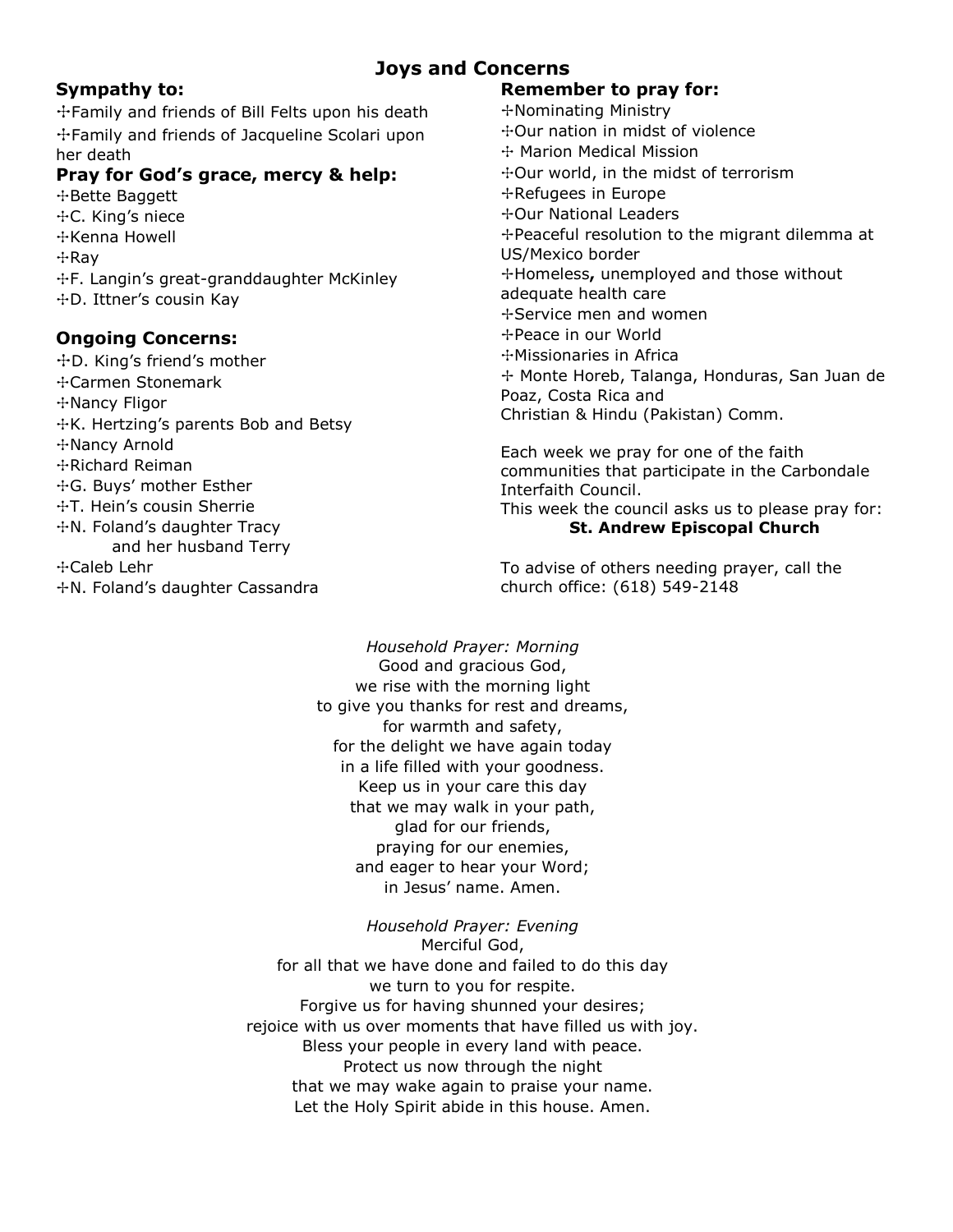# Joys and Concerns

### Sympathy to:

☩Family and friends of Bill Felts upon his death
☩Family and friends of Jacqueline Scolari upon her death

### Pray for God's grace, mercy & help:

☩Bette Baggett
☩C. King's niece
☩Kenna Howell
☩Ray
☩F. Langin's great-granddaughter McKinley
☩D. Ittner's cousin Kay

### Ongoing Concerns:

☩D. King's friend's mother
☩Carmen Stonemark
☩Nancy Fligor
☩K. Hertzing's parents Bob and Betsy
☩Nancy Arnold
☩Richard Reiman
☩G. Buys' mother Esther
☩T. Hein's cousin Sherrie
☩N. Foland's daughter Tracy
and her husband Terry
☩Caleb Lehr
☩N. Foland's daughter Cassandra

### Remember to pray for:

☩Nominating Ministry
☩Our nation in midst of violence
☩ Marion Medical Mission
☩Our world, in the midst of terrorism
☩Refugees in Europe
☩Our National Leaders
☩Peaceful resolution to the migrant dilemma at US/Mexico border
☩Homeless**,** unemployed and those without adequate health care
☩Service men and women
☩Peace in our World
☩Missionaries in Africa
☩ Monte Horeb, Talanga, Honduras, San Juan de Poaz, Costa Rica and
Christian & Hindu (Pakistan) Comm.

Each week we pray for one of the faith communities that participate in the Carbondale Interfaith Council.
This week the council asks us to please pray for:
**St. Andrew Episcopal Church**

To advise of others needing prayer, call the church office: (618) 549-2148

*Household Prayer: Morning*
Good and gracious God,
we rise with the morning light
to give you thanks for rest and dreams,
for warmth and safety,
for the delight we have again today
in a life filled with your goodness.
Keep us in your care this day
that we may walk in your path,
glad for our friends,
praying for our enemies,
and eager to hear your Word;
in Jesus' name. Amen.

*Household Prayer: Evening*
Merciful God,
for all that we have done and failed to do this day
we turn to you for respite.
Forgive us for having shunned your desires;
rejoice with us over moments that have filled us with joy.
Bless your people in every land with peace.
Protect us now through the night
that we may wake again to praise your name.
Let the Holy Spirit abide in this house. Amen.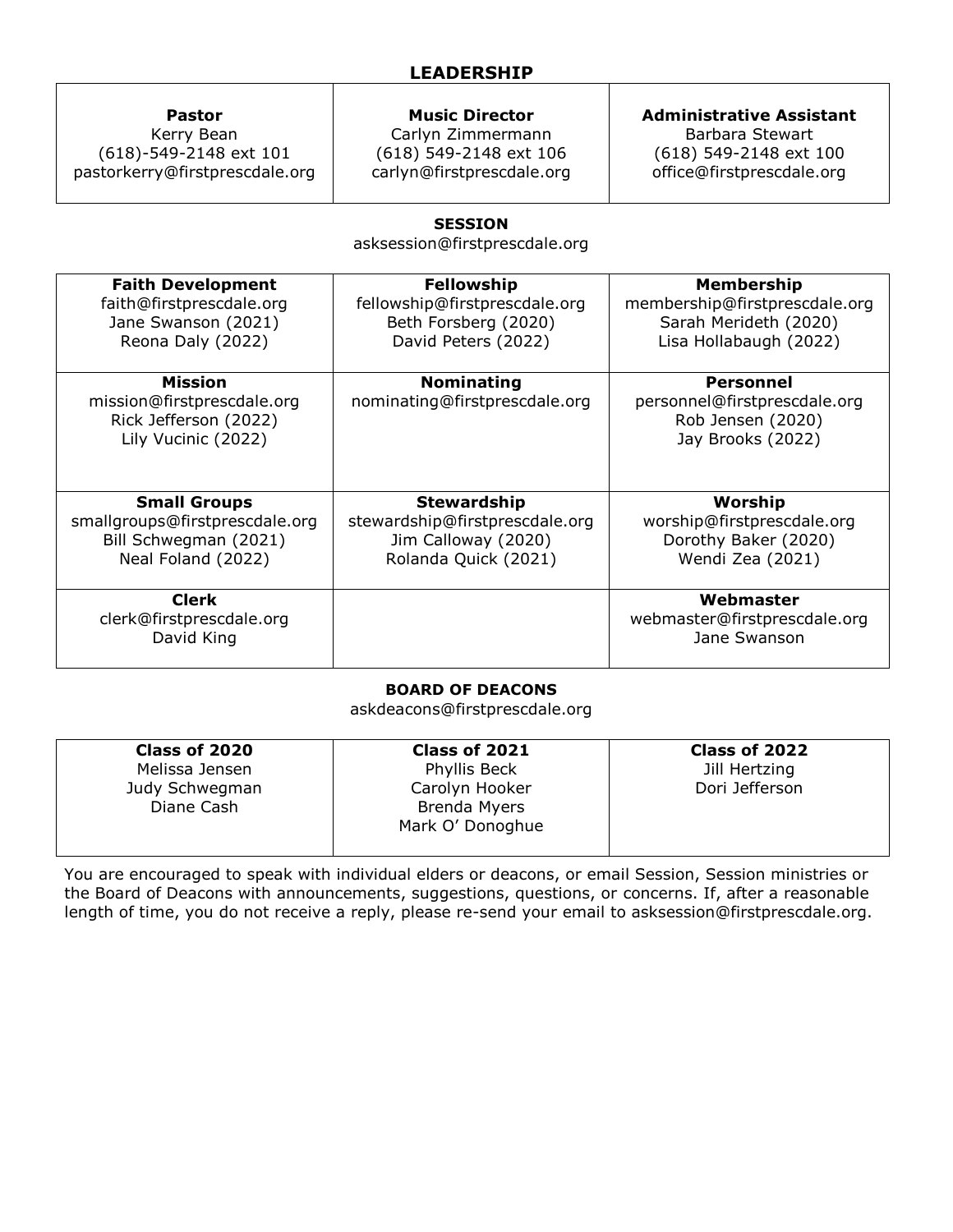## LEADERSHIP

| | | |
|---|---|---|
| **Pastor**<br>Kerry Bean<br>(618)-549-2148 ext 101<br>pastorkerry@firstprescdale.org | **Music Director**<br>Carlyn Zimmermann<br>(618) 549-2148 ext 106<br>carlyn@firstprescdale.org | **Administrative Assistant**<br>Barbara Stewart<br>(618) 549-2148 ext 100<br>office@firstprescdale.org |

### SESSION

asksession@firstprescdale.org

| | | |
|---|---|---|
| **Faith Development**<br>faith@firstprescdale.org<br>Jane Swanson (2021)<br>Reona Daly (2022) | **Fellowship**<br>fellowship@firstprescdale.org<br>Beth Forsberg (2020)<br>David Peters (2022) | **Membership**<br>membership@firstprescdale.org<br>Sarah Merideth (2020)<br>Lisa Hollabaugh (2022) |
| **Mission**<br>mission@firstprescdale.org<br>Rick Jefferson (2022)<br>Lily Vucinic (2022) | **Nominating**<br>nominating@firstprescdale.org | **Personnel**<br>personnel@firstprescdale.org<br>Rob Jensen (2020)<br>Jay Brooks (2022) |
| **Small Groups**<br>smallgroups@firstprescdale.org<br>Bill Schwegman (2021)<br>Neal Foland (2022) | **Stewardship**<br>stewardship@firstprescdale.org<br>Jim Calloway (2020)<br>Rolanda Quick (2021) | **Worship**<br>worship@firstprescdale.org<br>Dorothy Baker (2020)<br>Wendi Zea (2021) |
| **Clerk**<br>clerk@firstprescdale.org<br>David King | | **Webmaster**<br>webmaster@firstprescdale.org<br>Jane Swanson |

### BOARD OF DEACONS

askdeacons@firstprescdale.org

| | | |
|---|---|---|
| **Class of 2020**<br>Melissa Jensen<br>Judy Schwegman<br>Diane Cash | **Class of 2021**<br>Phyllis Beck<br>Carolyn Hooker<br>Brenda Myers<br>Mark O' Donoghue | **Class of 2022**<br>Jill Hertzing<br>Dori Jefferson |

You are encouraged to speak with individual elders or deacons, or email Session, Session ministries or the Board of Deacons with announcements, suggestions, questions, or concerns. If, after a reasonable length of time, you do not receive a reply, please re-send your email to asksession@firstprescdale.org.